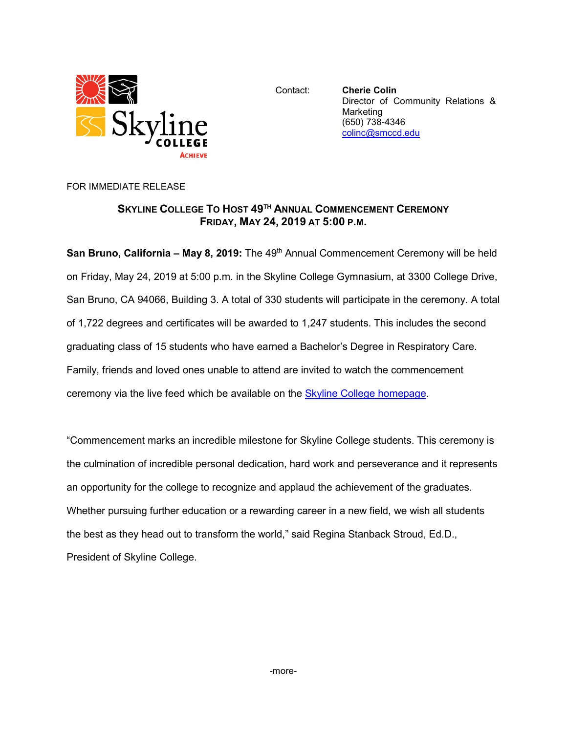Skyline College
ACHIEVE

Contact: **Cherie Colin**
Director of Community Relations & Marketing
(650) 738-4346
colinc@smccd.edu

FOR IMMEDIATE RELEASE

## SKYLINE COLLEGE TO HOST 49TH ANNUAL COMMENCEMENT CEREMONY FRIDAY, MAY 24, 2019 AT 5:00 P.M.

**San Bruno, California – May 8, 2019:** The 49th Annual Commencement Ceremony will be held on Friday, May 24, 2019 at 5:00 p.m. in the Skyline College Gymnasium, at 3300 College Drive, San Bruno, CA 94066, Building 3. A total of 330 students will participate in the ceremony. A total of 1,722 degrees and certificates will be awarded to 1,247 students. This includes the second graduating class of 15 students who have earned a Bachelor's Degree in Respiratory Care. Family, friends and loved ones unable to attend are invited to watch the commencement ceremony via the live feed which be available on the Skyline College homepage.

"Commencement marks an incredible milestone for Skyline College students. This ceremony is the culmination of incredible personal dedication, hard work and perseverance and it represents an opportunity for the college to recognize and applaud the achievement of the graduates. Whether pursuing further education or a rewarding career in a new field, we wish all students the best as they head out to transform the world," said Regina Stanback Stroud, Ed.D., President of Skyline College.

-more-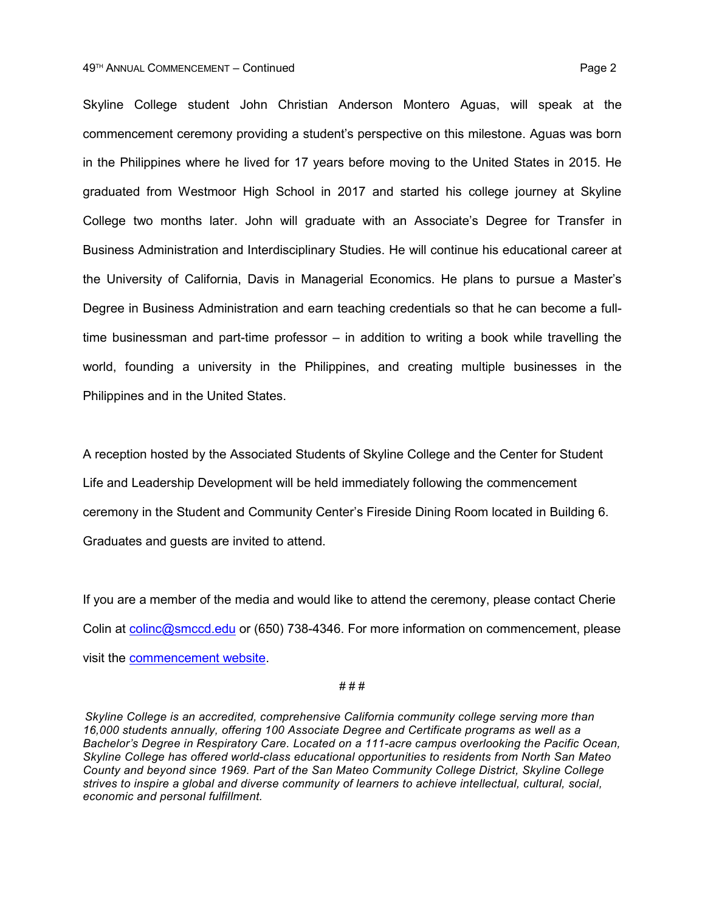Skyline College student John Christian Anderson Montero Aguas, will speak at the commencement ceremony providing a student's perspective on this milestone. Aguas was born in the Philippines where he lived for 17 years before moving to the United States in 2015. He graduated from Westmoor High School in 2017 and started his college journey at Skyline College two months later. John will graduate with an Associate's Degree for Transfer in Business Administration and Interdisciplinary Studies. He will continue his educational career at the University of California, Davis in Managerial Economics. He plans to pursue a Master's Degree in Business Administration and earn teaching credentials so that he can become a full-time businessman and part-time professor – in addition to writing a book while travelling the world, founding a university in the Philippines, and creating multiple businesses in the Philippines and in the United States.

A reception hosted by the Associated Students of Skyline College and the Center for Student Life and Leadership Development will be held immediately following the commencement ceremony in the Student and Community Center's Fireside Dining Room located in Building 6. Graduates and guests are invited to attend.

If you are a member of the media and would like to attend the ceremony, please contact Cherie Colin at colinc@smccd.edu or (650) 738-4346. For more information on commencement, please visit the commencement website.

# # #

*Skyline College is an accredited, comprehensive California community college serving more than 16,000 students annually, offering 100 Associate Degree and Certificate programs as well as a Bachelor's Degree in Respiratory Care. Located on a 111-acre campus overlooking the Pacific Ocean, Skyline College has offered world-class educational opportunities to residents from North San Mateo County and beyond since 1969. Part of the San Mateo Community College District, Skyline College strives to inspire a global and diverse community of learners to achieve intellectual, cultural, social, economic and personal fulfillment.*